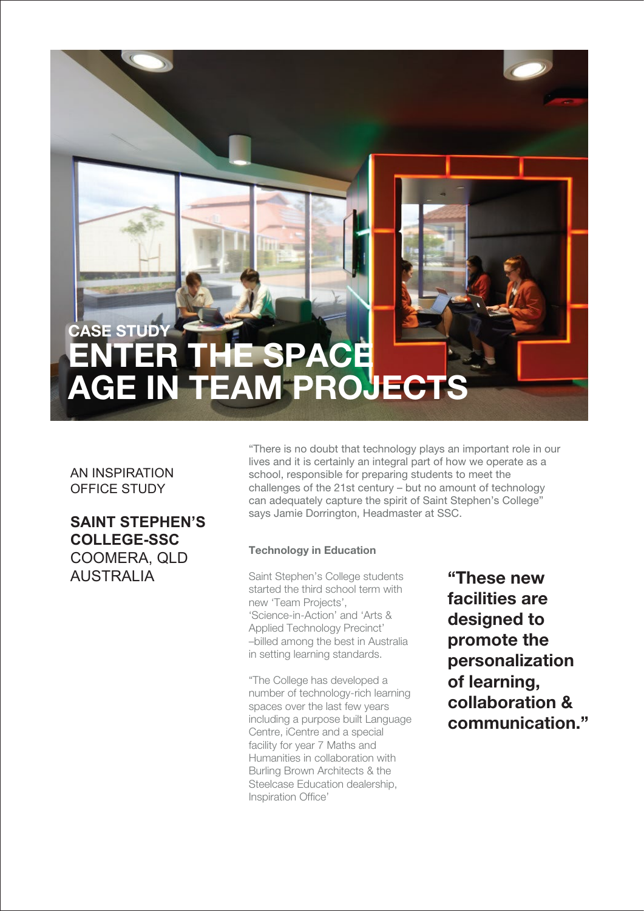CASE STUDY

# ENTER THE SPACE AGE IN TEAM PROJECTS

AN INSPIRATION OFFICE STUDY

**SAINT STEPHEN'S COLLEGE-SSC**
COOMERA, QLD
AUSTRALIA

"There is no doubt that technology plays an important role in our lives and it is certainly an integral part of how we operate as a school, responsible for preparing students to meet the challenges of the 21st century – but no amount of technology can adequately capture the spirit of Saint Stephen's College" says Jamie Dorrington, Headmaster at SSC.

### Technology in Education

Saint Stephen's College students started the third school term with new 'Team Projects', 'Science-in-Action' and 'Arts & Applied Technology Precinct' –billed among the best in Australia in setting learning standards.

"The College has developed a number of technology-rich learning spaces over the last few years including a purpose built Language Centre, iCentre and a special facility for year 7 Maths and Humanities in collaboration with Burling Brown Architects & the Steelcase Education dealership, Inspiration Office'

**"These new facilities are designed to promote the personalization of learning, collaboration & communication."**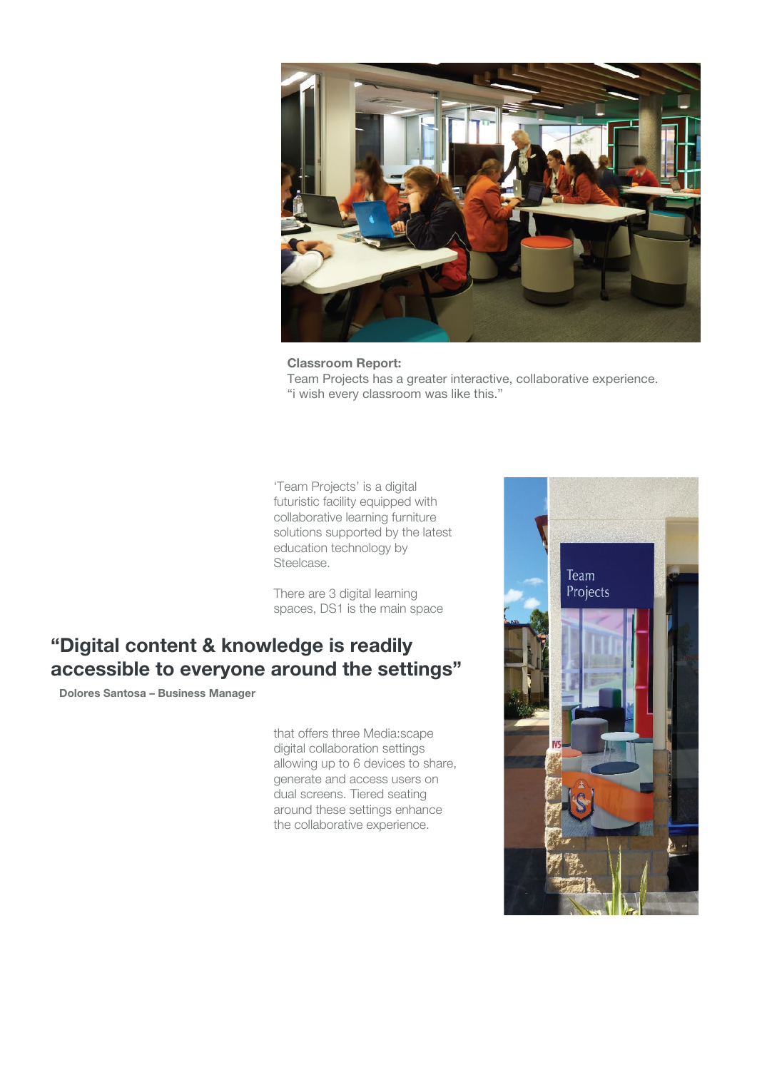**Classroom Report:**
Team Projects has a greater interactive, collaborative experience.
"i wish every classroom was like this."

'Team Projects' is a digital futuristic facility equipped with collaborative learning furniture solutions supported by the latest education technology by Steelcase.

There are 3 digital learning spaces, DS1 is the main space

## "Digital content & knowledge is readily accessible to everyone around the settings"

**Dolores Santosa – Business Manager**

that offers three Media:scape digital collaboration settings allowing up to 6 devices to share, generate and access users on dual screens. Tiered seating around these settings enhance the collaborative experience.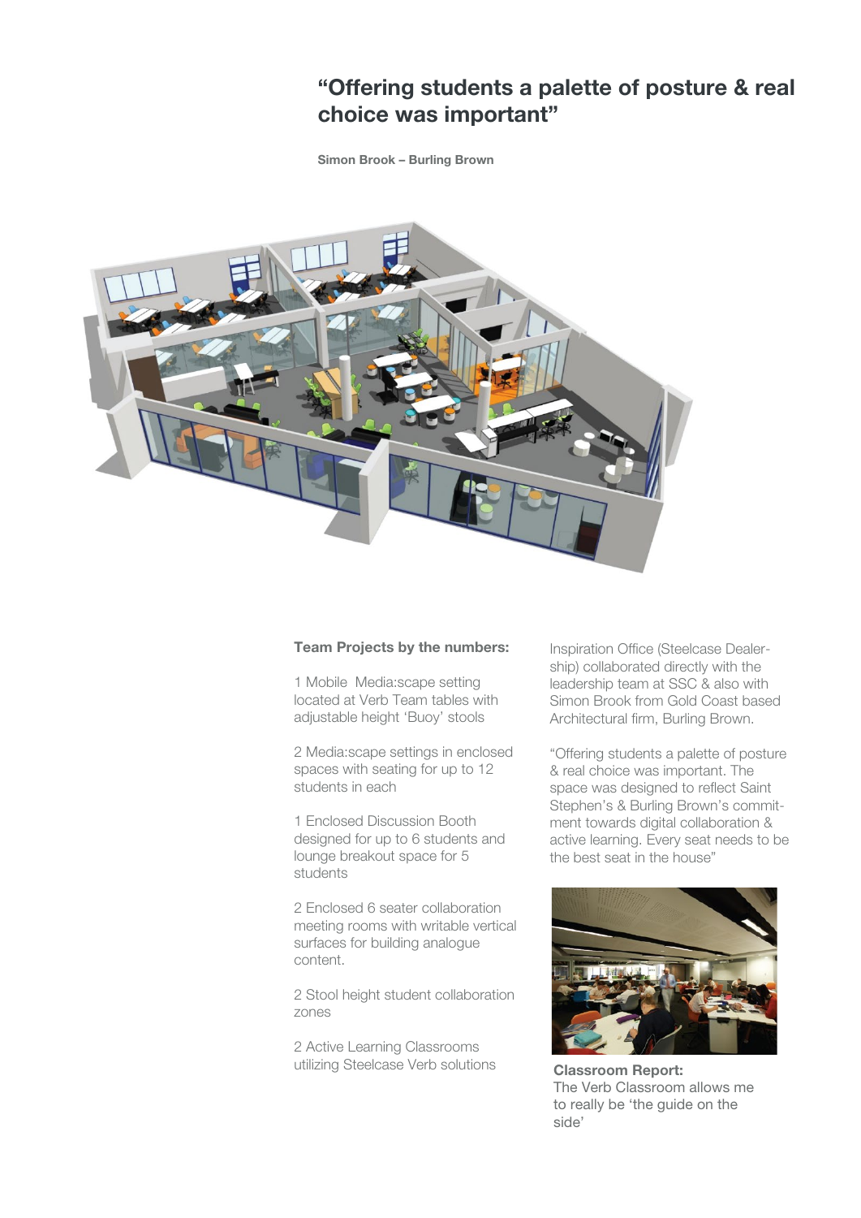## “Offering students a palette of posture & real choice was important”

**Simon Brook – Burling Brown**

**Team Projects by the numbers:**

1 Mobile Media:scape setting located at Verb Team tables with adjustable height ‘Buoy’ stools

2 Media:scape settings in enclosed spaces with seating for up to 12 students in each

1 Enclosed Discussion Booth designed for up to 6 students and lounge breakout space for 5 students

2 Enclosed 6 seater collaboration meeting rooms with writable vertical surfaces for building analogue content.

2 Stool height student collaboration zones

2 Active Learning Classrooms utilizing Steelcase Verb solutions

Inspiration Office (Steelcase Dealership) collaborated directly with the leadership team at SSC & also with Simon Brook from Gold Coast based Architectural firm, Burling Brown.

“Offering students a palette of posture & real choice was important. The space was designed to reflect Saint Stephen’s & Burling Brown’s commitment towards digital collaboration & active learning. Every seat needs to be the best seat in the house”

**Classroom Report:**
The Verb Classroom allows me to really be ‘the guide on the side’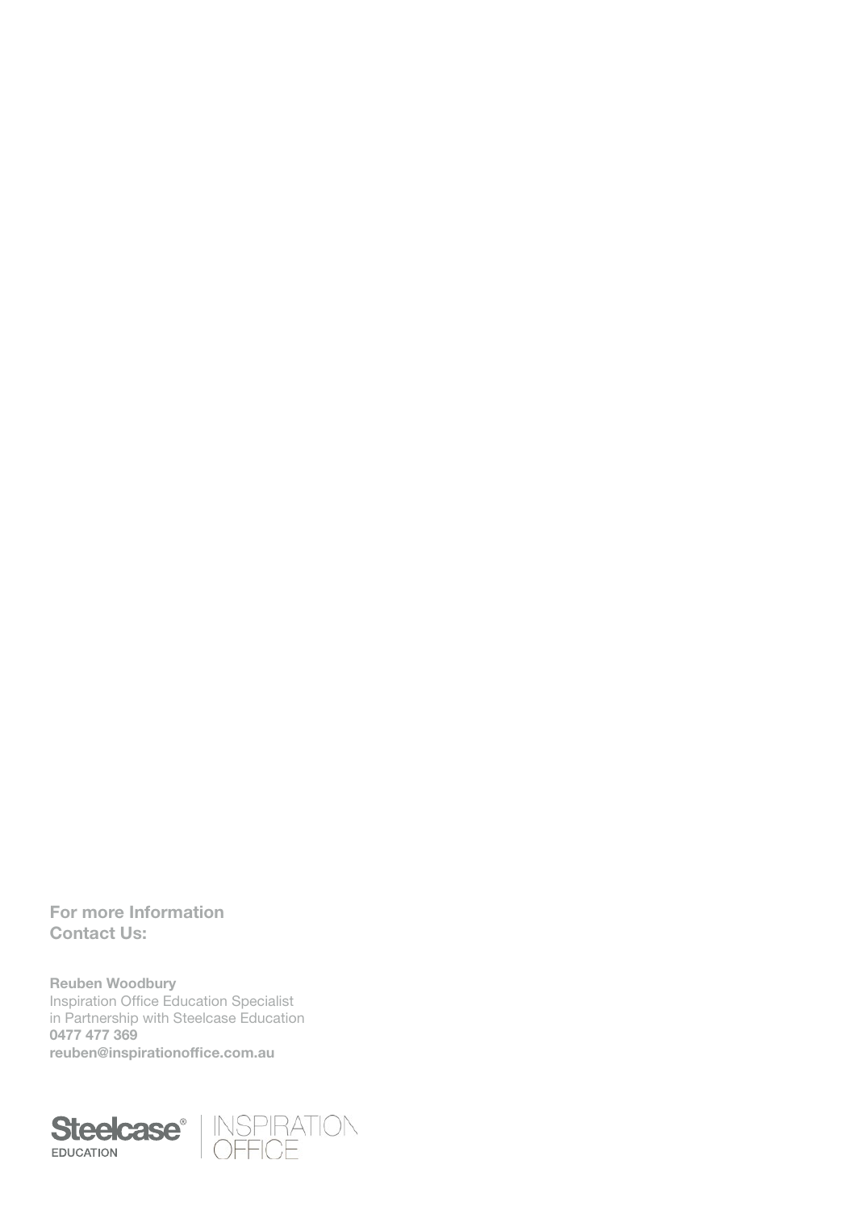**For more Information**
**Contact Us:**

**Reuben Woodbury**
Inspiration Office Education Specialist
in Partnership with Steelcase Education
**0477 477 369**
**reuben@inspirationoffice.com.au**

Steelcase® EDUCATION | INSPIRATION OFFICE